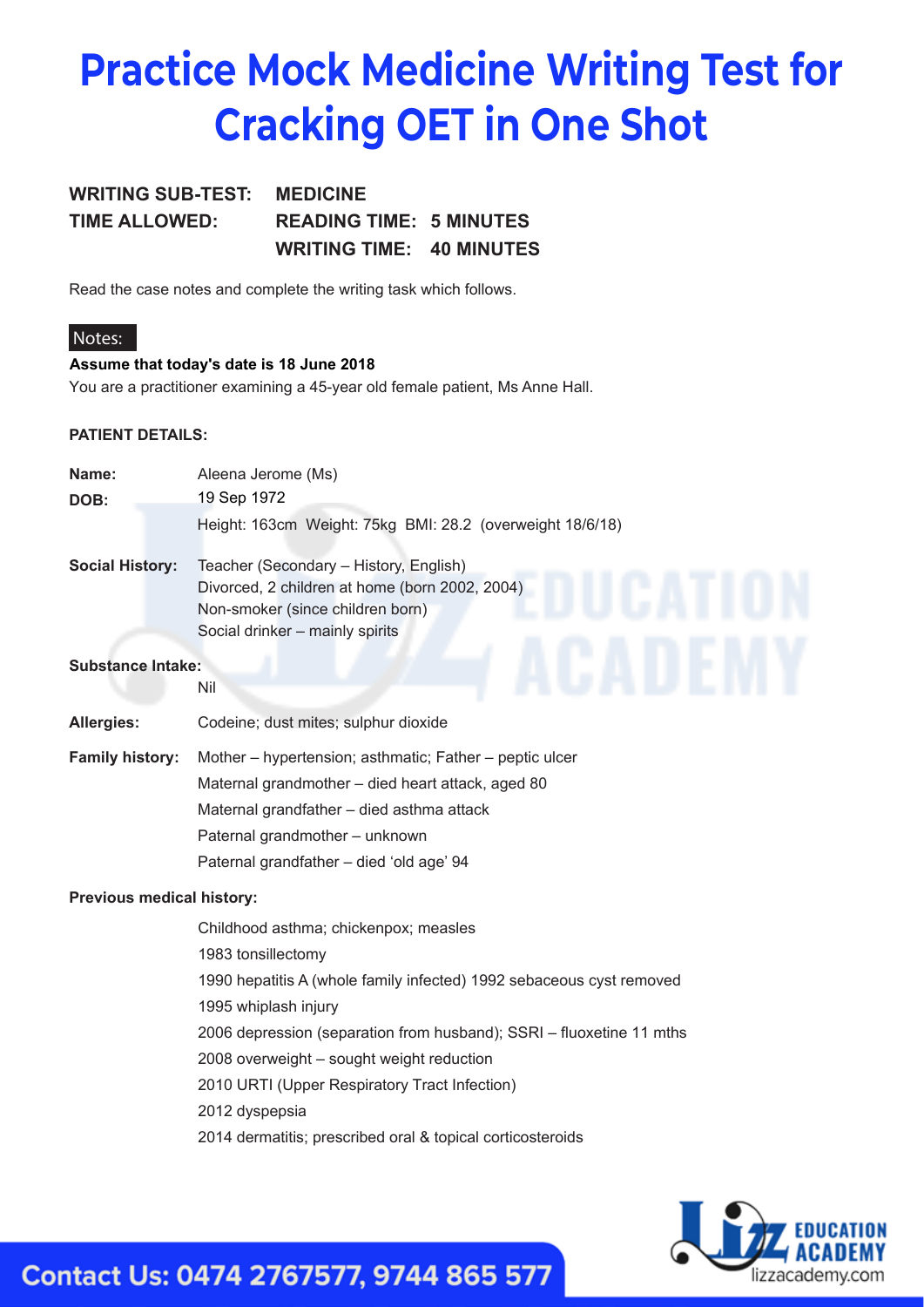# Practice Mock Medicine Writing Test for Cracking OET in One Shot

| | |
|---|---|
| **WRITING SUB-TEST:** | **MEDICINE** |
| **TIME ALLOWED:** | **READING TIME: 5 MINUTES** |
| | **WRITING TIME: 40 MINUTES** |

Read the case notes and complete the writing task which follows.

Notes:

**Assume that today's date is 18 June 2018**

You are a practitioner examining a 45-year old female patient, Ms Anne Hall.

**PATIENT DETAILS:**

**Name:** Aleena Jerome (Ms)

**DOB:** 19 Sep 1972

Height: 163cm Weight: 75kg BMI: 28.2 (overweight 18/6/18)

**Social History:**
Teacher (Secondary – History, English)
Divorced, 2 children at home (born 2002, 2004)
Non-smoker (since children born)
Social drinker – mainly spirits

**Substance Intake:**
Nil

**Allergies:** Codeine; dust mites; sulphur dioxide

**Family history:**
Mother – hypertension; asthmatic; Father – peptic ulcer
Maternal grandmother – died heart attack, aged 80
Maternal grandfather – died asthma attack
Paternal grandmother – unknown
Paternal grandfather – died 'old age' 94

**Previous medical history:**

Childhood asthma; chickenpox; measles
1983 tonsillectomy
1990 hepatitis A (whole family infected) 1992 sebaceous cyst removed
1995 whiplash injury
2006 depression (separation from husband); SSRI – fluoxetine 11 mths
2008 overweight – sought weight reduction
2010 URTI (Upper Respiratory Tract Infection)
2012 dyspepsia
2014 dermatitis; prescribed oral & topical corticosteroids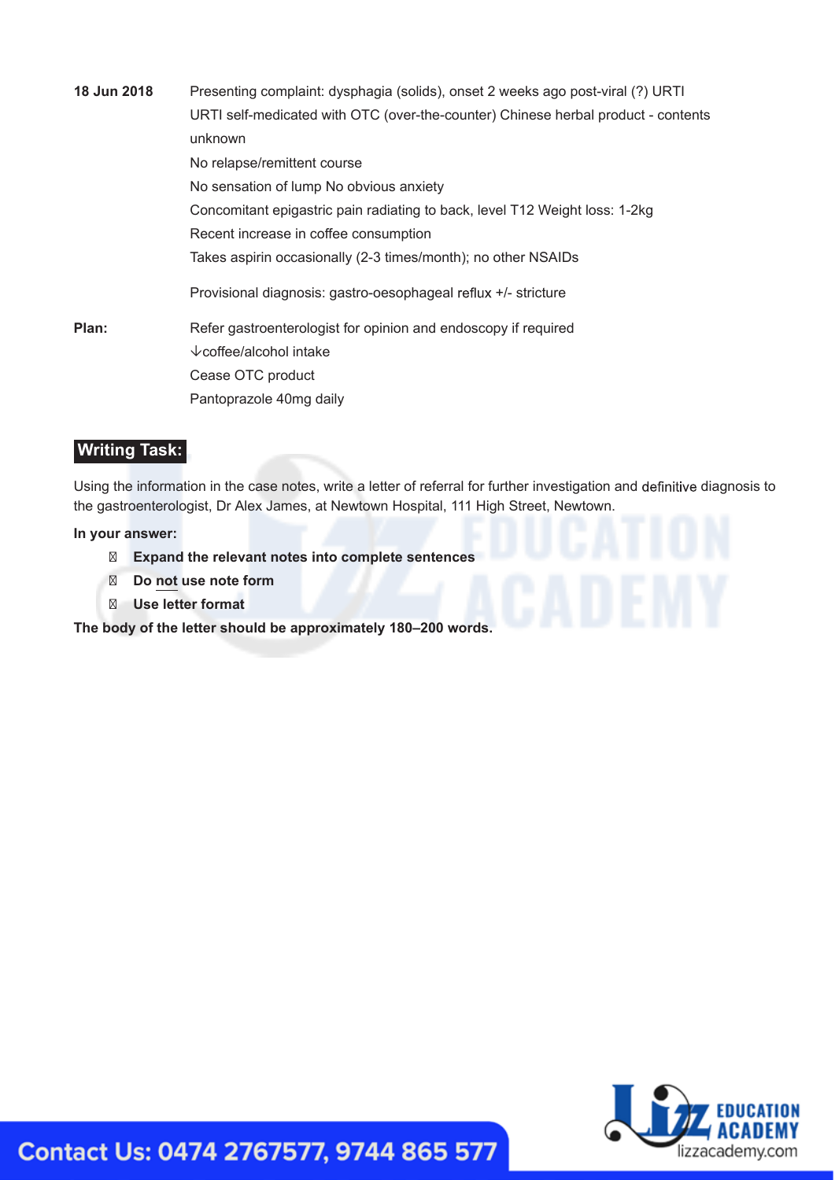| | | |
|---|---|---|
| **18 Jun 2018** | Presenting complaint: dysphagia (solids), onset 2 weeks ago post-viral (?) URTI<br>URTI self-medicated with OTC (over-the-counter) Chinese herbal product - contents unknown<br>No relapse/remittent course<br>No sensation of lump No obvious anxiety<br>Concomitant epigastric pain radiating to back, level T12 Weight loss: 1-2kg<br>Recent increase in coffee consumption<br>Takes aspirin occasionally (2-3 times/month); no other NSAIDs<br><br>Provisional diagnosis: gastro-oesophageal reflux +/- stricture | |
| **Plan:** | Refer gastroenterologist for opinion and endoscopy if required<br>↓coffee/alcohol intake<br>Cease OTC product<br>Pantoprazole 40mg daily | |

## Writing Task:

Using the information in the case notes, write a letter of referral for further investigation and definitive diagnosis to the gastroenterologist, Dr Alex James, at Newtown Hospital, 111 High Street, Newtown.

**In your answer:**

- **Expand the relevant notes into complete sentences**
- **Do not use note form**
- **Use letter format**

**The body of the letter should be approximately 180–200 words.**